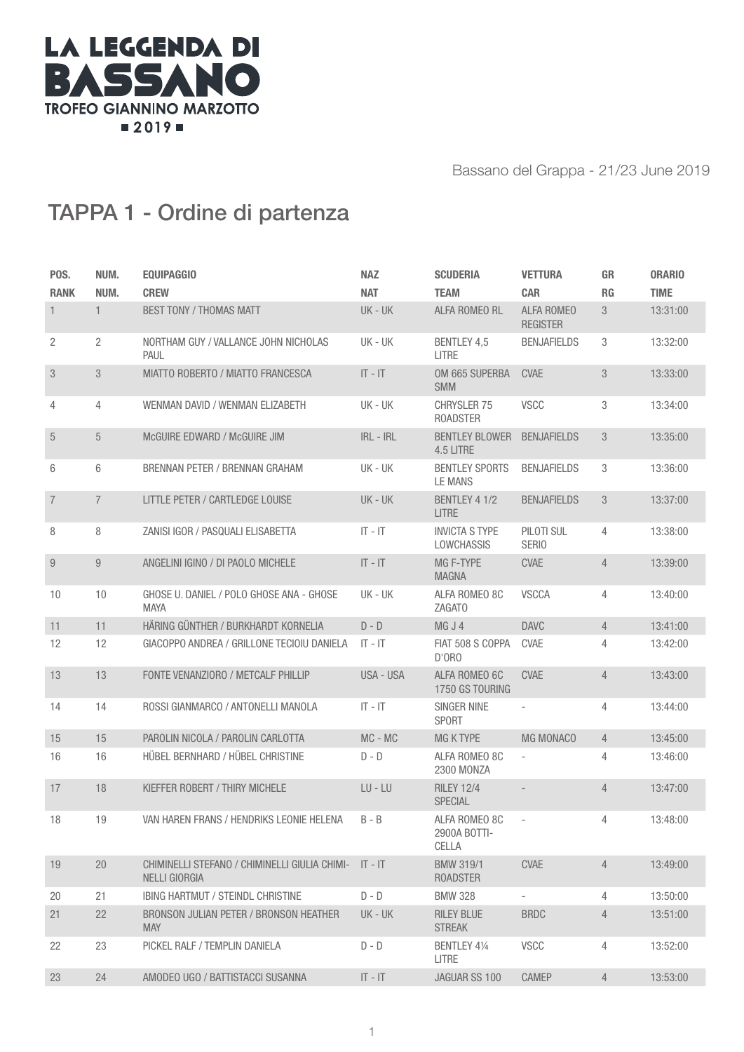# LA LEGGENDA DI BASSANO

TROFEO GIANNINO MARZOTTO

2019

Bassano del Grappa - 21/23 June 2019

## TAPPA 1 - Ordine di partenza

| POS. | NUM. | EQUIPAGGIO | NAZ | SCUDERIA | VETTURA | GR | ORARIO |
|---|---|---|---|---|---|---|---|
| RANK | NUM. | CREW | NAT | TEAM | CAR | RG | TIME |
| 1 | 1 | BEST TONY / THOMAS MATT | UK - UK | ALFA ROMEO RL | ALFA ROMEO REGISTER | 3 | 13:31:00 |
| 2 | 2 | NORTHAM GUY / VALLANCE JOHN NICHOLAS PAUL | UK - UK | BENTLEY 4,5 LITRE | BENJAFIELDS | 3 | 13:32:00 |
| 3 | 3 | MIATTO ROBERTO / MIATTO FRANCESCA | IT - IT | OM 665 SUPERBA SMM | CVAE | 3 | 13:33:00 |
| 4 | 4 | WENMAN DAVID / WENMAN ELIZABETH | UK - UK | CHRYSLER 75 ROADSTER | VSCC | 3 | 13:34:00 |
| 5 | 5 | McGUIRE EDWARD / McGUIRE JIM | IRL - IRL | BENTLEY BLOWER 4.5 LITRE | BENJAFIELDS | 3 | 13:35:00 |
| 6 | 6 | BRENNAN PETER / BRENNAN GRAHAM | UK - UK | BENTLEY SPORTS LE MANS | BENJAFIELDS | 3 | 13:36:00 |
| 7 | 7 | LITTLE PETER / CARTLEDGE LOUISE | UK - UK | BENTLEY 4 1/2 LITRE | BENJAFIELDS | 3 | 13:37:00 |
| 8 | 8 | ZANISI IGOR / PASQUALI ELISABETTA | IT - IT | INVICTA S TYPE LOWCHASSIS | PILOTI SUL SERIO | 4 | 13:38:00 |
| 9 | 9 | ANGELINI IGINO / DI PAOLO MICHELE | IT - IT | MG F-TYPE MAGNA | CVAE | 4 | 13:39:00 |
| 10 | 10 | GHOSE U. DANIEL / POLO GHOSE ANA - GHOSE MAYA | UK - UK | ALFA ROMEO 8C ZAGATO | VSCCA | 4 | 13:40:00 |
| 11 | 11 | HÄRING GÜNTHER / BURKHARDT KORNELIA | D - D | MG J 4 | DAVC | 4 | 13:41:00 |
| 12 | 12 | GIACOPPO ANDREA / GRILLONE TECIOIU DANIELA | IT - IT | FIAT 508 S COPPA D'ORO | CVAE | 4 | 13:42:00 |
| 13 | 13 | FONTE VENANZIORO / METCALF PHILLIP | USA - USA | ALFA ROMEO 6C 1750 GS TOURING | CVAE | 4 | 13:43:00 |
| 14 | 14 | ROSSI GIANMARCO / ANTONELLI MANOLA | IT - IT | SINGER NINE SPORT | - | 4 | 13:44:00 |
| 15 | 15 | PAROLIN NICOLA / PAROLIN CARLOTTA | MC - MC | MG K TYPE | MG MONACO | 4 | 13:45:00 |
| 16 | 16 | HÜBEL BERNHARD / HÜBEL CHRISTINE | D - D | ALFA ROMEO 8C 2300 MONZA | - | 4 | 13:46:00 |
| 17 | 18 | KIEFFER ROBERT / THIRY MICHELE | LU - LU | RILEY 12/4 SPECIAL | - | 4 | 13:47:00 |
| 18 | 19 | VAN HAREN FRANS / HENDRIKS LEONIE HELENA | B - B | ALFA ROMEO 8C 2900A BOTTI-CELLA | - | 4 | 13:48:00 |
| 19 | 20 | CHIMINELLI STEFANO / CHIMINELLI GIULIA CHIMI-NELLI GIORGIA | IT - IT | BMW 319/1 ROADSTER | CVAE | 4 | 13:49:00 |
| 20 | 21 | IBING HARTMUT / STEINDL CHRISTINE | D - D | BMW 328 | - | 4 | 13:50:00 |
| 21 | 22 | BRONSON JULIAN PETER / BRONSON HEATHER MAY | UK - UK | RILEY BLUE STREAK | BRDC | 4 | 13:51:00 |
| 22 | 23 | PICKEL RALF / TEMPLIN DANIELA | D - D | BENTLEY 4¼ LITRE | VSCC | 4 | 13:52:00 |
| 23 | 24 | AMODEO UGO / BATTISTACCI SUSANNA | IT - IT | JAGUAR SS 100 | CAMEP | 4 | 13:53:00 |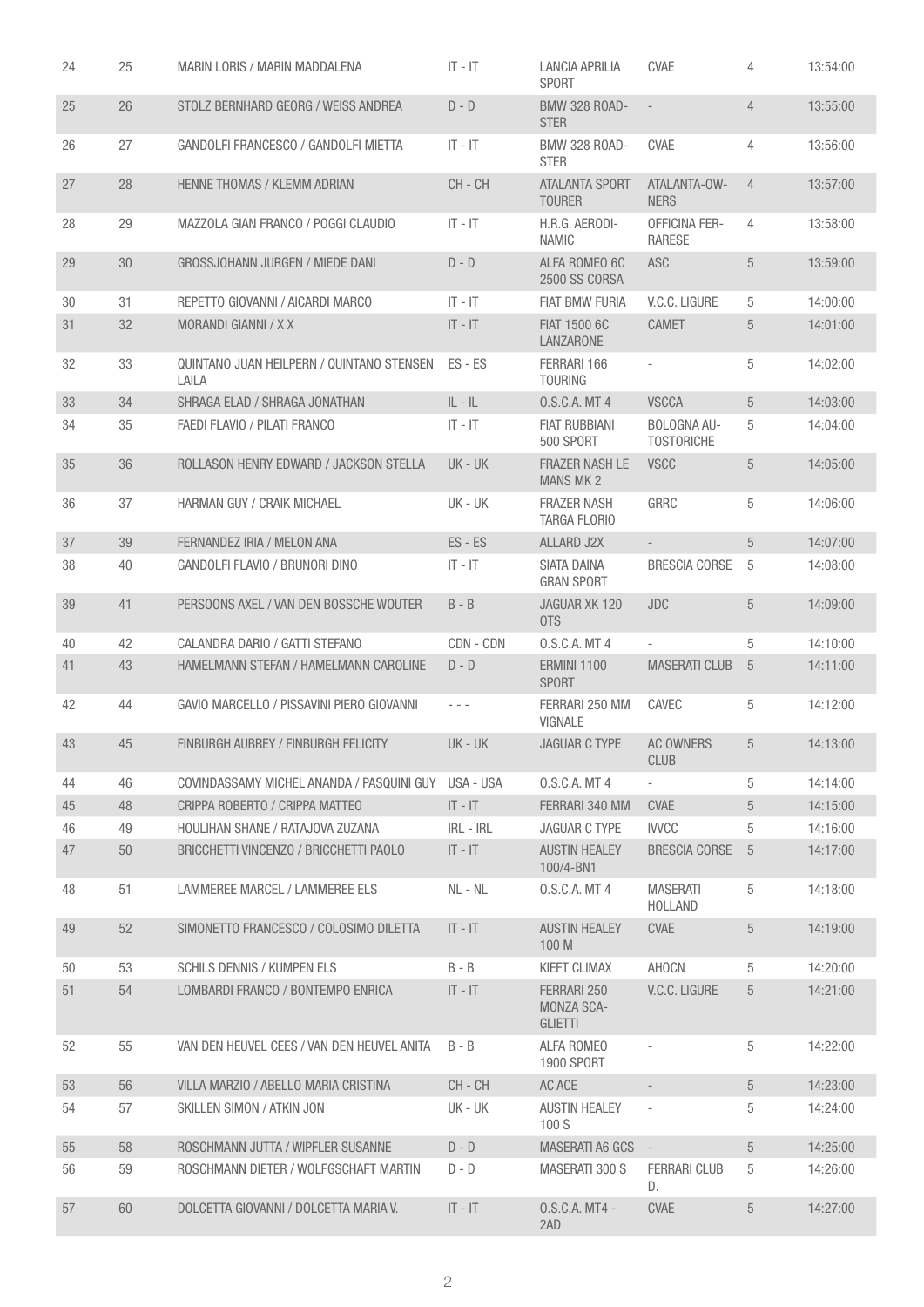| | | | | | | | |
|---|---|---|---|---|---|---|---|
| 24 | 25 | MARIN LORIS / MARIN MADDALENA | IT - IT | LANCIA APRILIA SPORT | CVAE | 4 | 13:54:00 |
| 25 | 26 | STOLZ BERNHARD GEORG / WEISS ANDREA | D - D | BMW 328 ROAD-STER | - | 4 | 13:55:00 |
| 26 | 27 | GANDOLFI FRANCESCO / GANDOLFI MIETTA | IT - IT | BMW 328 ROAD-STER | CVAE | 4 | 13:56:00 |
| 27 | 28 | HENNE THOMAS / KLEMM ADRIAN | CH - CH | ATALANTA SPORT TOURER | ATALANTA-OW-NERS | 4 | 13:57:00 |
| 28 | 29 | MAZZOLA GIAN FRANCO / POGGI CLAUDIO | IT - IT | H.R.G. AERODI-NAMIC | OFFICINA FER-RARESE | 4 | 13:58:00 |
| 29 | 30 | GROSSJOHANN JURGEN / MIEDE DANI | D - D | ALFA ROMEO 6C 2500 SS CORSA | ASC | 5 | 13:59:00 |
| 30 | 31 | REPETTO GIOVANNI / AICARDI MARCO | IT - IT | FIAT BMW FURIA | V.C.C. LIGURE | 5 | 14:00:00 |
| 31 | 32 | MORANDI GIANNI / X X | IT - IT | FIAT 1500 6C LANZARONE | CAMET | 5 | 14:01:00 |
| 32 | 33 | QUINTANO JUAN HEILPERN / QUINTANO STENSEN LAILA | ES - ES | FERRARI 166 TOURING | - | 5 | 14:02:00 |
| 33 | 34 | SHRAGA ELAD / SHRAGA JONATHAN | IL - IL | O.S.C.A. MT 4 | VSCCA | 5 | 14:03:00 |
| 34 | 35 | FAEDI FLAVIO / PILATI FRANCO | IT - IT | FIAT RUBBIANI 500 SPORT | BOLOGNA AU-TOSTORICHE | 5 | 14:04:00 |
| 35 | 36 | ROLLASON HENRY EDWARD / JACKSON STELLA | UK - UK | FRAZER NASH LE MANS MK 2 | VSCC | 5 | 14:05:00 |
| 36 | 37 | HARMAN GUY / CRAIK MICHAEL | UK - UK | FRAZER NASH TARGA FLORIO | GRRC | 5 | 14:06:00 |
| 37 | 39 | FERNANDEZ IRIA / MELON ANA | ES - ES | ALLARD J2X | - | 5 | 14:07:00 |
| 38 | 40 | GANDOLFI FLAVIO / BRUNORI DINO | IT - IT | SIATA DAINA GRAN SPORT | BRESCIA CORSE | 5 | 14:08:00 |
| 39 | 41 | PERSOONS AXEL / VAN DEN BOSSCHE WOUTER | B - B | JAGUAR XK 120 OTS | JDC | 5 | 14:09:00 |
| 40 | 42 | CALANDRA DARIO / GATTI STEFANO | CDN - CDN | O.S.C.A. MT 4 | - | 5 | 14:10:00 |
| 41 | 43 | HAMELMANN STEFAN / HAMELMANN CAROLINE | D - D | ERMINI 1100 SPORT | MASERATI CLUB | 5 | 14:11:00 |
| 42 | 44 | GAVIO MARCELLO / PISSAVINI PIERO GIOVANNI | - - - | FERRARI 250 MM VIGNALE | CAVEC | 5 | 14:12:00 |
| 43 | 45 | FINBURGH AUBREY / FINBURGH FELICITY | UK - UK | JAGUAR C TYPE | AC OWNERS CLUB | 5 | 14:13:00 |
| 44 | 46 | COVINDASSAMY MICHEL ANANDA / PASQUINI GUY | USA - USA | O.S.C.A. MT 4 | - | 5 | 14:14:00 |
| 45 | 48 | CRIPPA ROBERTO / CRIPPA MATTEO | IT - IT | FERRARI 340 MM | CVAE | 5 | 14:15:00 |
| 46 | 49 | HOULIHAN SHANE / RATAJOVA ZUZANA | IRL - IRL | JAGUAR C TYPE | IVVCC | 5 | 14:16:00 |
| 47 | 50 | BRICCHETTI VINCENZO / BRICCHETTI PAOLO | IT - IT | AUSTIN HEALEY 100/4-BN1 | BRESCIA CORSE | 5 | 14:17:00 |
| 48 | 51 | LAMMEREE MARCEL / LAMMEREE ELS | NL - NL | O.S.C.A. MT 4 | MASERATI HOLLAND | 5 | 14:18:00 |
| 49 | 52 | SIMONETTO FRANCESCO / COLOSIMO DILETTA | IT - IT | AUSTIN HEALEY 100 M | CVAE | 5 | 14:19:00 |
| 50 | 53 | SCHILS DENNIS / KUMPEN ELS | B - B | KIEFT CLIMAX | AHOCN | 5 | 14:20:00 |
| 51 | 54 | LOMBARDI FRANCO / BONTEMPO ENRICA | IT - IT | FERRARI 250 MONZA SCA-GLIETTI | V.C.C. LIGURE | 5 | 14:21:00 |
| 52 | 55 | VAN DEN HEUVEL CEES / VAN DEN HEUVEL ANITA | B - B | ALFA ROMEO 1900 SPORT | - | 5 | 14:22:00 |
| 53 | 56 | VILLA MARZIO / ABELLO MARIA CRISTINA | CH - CH | AC ACE | - | 5 | 14:23:00 |
| 54 | 57 | SKILLEN SIMON / ATKIN JON | UK - UK | AUSTIN HEALEY 100 S | - | 5 | 14:24:00 |
| 55 | 58 | ROSCHMANN JUTTA / WIPFLER SUSANNE | D - D | MASERATI A6 GCS | - | 5 | 14:25:00 |
| 56 | 59 | ROSCHMANN DIETER / WOLFGSCHAFT MARTIN | D - D | MASERATI 300 S | FERRARI CLUB D. | 5 | 14:26:00 |
| 57 | 60 | DOLCETTA GIOVANNI / DOLCETTA MARIA V. | IT - IT | O.S.C.A. MT4 - 2AD | CVAE | 5 | 14:27:00 |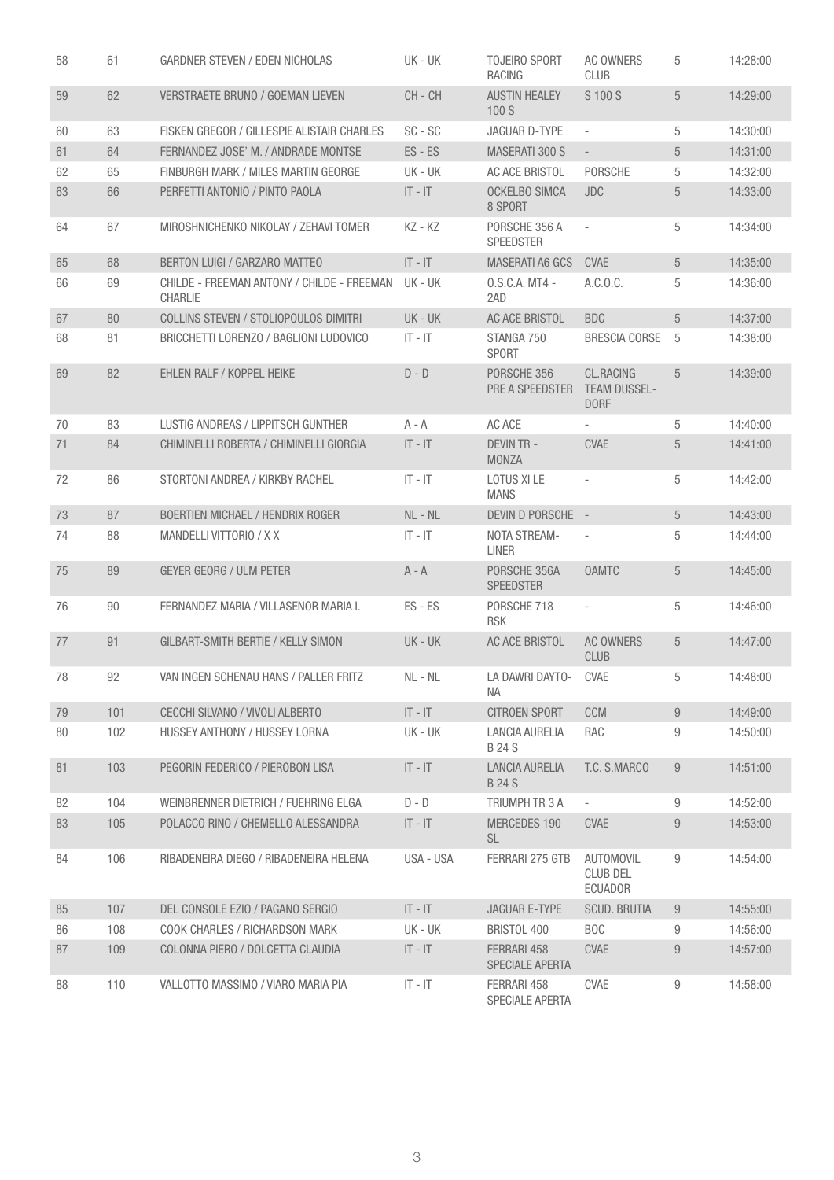| | | | | | | | |
|---|---|---|---|---|---|---|---|
| 58 | 61 | GARDNER STEVEN / EDEN NICHOLAS | UK - UK | TOJEIRO SPORT RACING | AC OWNERS CLUB | 5 | 14:28:00 |
| 59 | 62 | VERSTRAETE BRUNO / GOEMAN LIEVEN | CH - CH | AUSTIN HEALEY 100 S | S 100 S | 5 | 14:29:00 |
| 60 | 63 | FISKEN GREGOR / GILLESPIE ALISTAIR CHARLES | SC - SC | JAGUAR D-TYPE | - | 5 | 14:30:00 |
| 61 | 64 | FERNANDEZ JOSE' M. / ANDRADE MONTSE | ES - ES | MASERATI 300 S | - | 5 | 14:31:00 |
| 62 | 65 | FINBURGH MARK / MILES MARTIN GEORGE | UK - UK | AC ACE BRISTOL | PORSCHE | 5 | 14:32:00 |
| 63 | 66 | PERFETTI ANTONIO / PINTO PAOLA | IT - IT | OCKELBO SIMCA 8 SPORT | JDC | 5 | 14:33:00 |
| 64 | 67 | MIROSHNICHENKO NIKOLAY / ZEHAVI TOMER | KZ - KZ | PORSCHE 356 A SPEEDSTER | - | 5 | 14:34:00 |
| 65 | 68 | BERTON LUIGI / GARZARO MATTEO | IT - IT | MASERATI A6 GCS | CVAE | 5 | 14:35:00 |
| 66 | 69 | CHILDE - FREEMAN ANTONY / CHILDE - FREEMAN CHARLIE | UK - UK | O.S.C.A. MT4 - 2AD | A.C.O.C. | 5 | 14:36:00 |
| 67 | 80 | COLLINS STEVEN / STOLIOPOULOS DIMITRI | UK - UK | AC ACE BRISTOL | BDC | 5 | 14:37:00 |
| 68 | 81 | BRICCHETTI LORENZO / BAGLIONI LUDOVICO | IT - IT | STANGA 750 SPORT | BRESCIA CORSE | 5 | 14:38:00 |
| 69 | 82 | EHLEN RALF / KOPPEL HEIKE | D - D | PORSCHE 356 PRE A SPEEDSTER | CL.RACING TEAM DUSSEL-DORF | 5 | 14:39:00 |
| 70 | 83 | LUSTIG ANDREAS / LIPPITSCH GUNTHER | A - A | AC ACE | - | 5 | 14:40:00 |
| 71 | 84 | CHIMINELLI ROBERTA / CHIMINELLI GIORGIA | IT - IT | DEVIN TR - MONZA | CVAE | 5 | 14:41:00 |
| 72 | 86 | STORTONI ANDREA / KIRKBY RACHEL | IT - IT | LOTUS XI LE MANS | - | 5 | 14:42:00 |
| 73 | 87 | BOERTIEN MICHAEL / HENDRIX ROGER | NL - NL | DEVIN D PORSCHE | - | 5 | 14:43:00 |
| 74 | 88 | MANDELLI VITTORIO / X X | IT - IT | NOTA STREAM-LINER | - | 5 | 14:44:00 |
| 75 | 89 | GEYER GEORG / ULM PETER | A - A | PORSCHE 356A SPEEDSTER | OAMTC | 5 | 14:45:00 |
| 76 | 90 | FERNANDEZ MARIA / VILLASENOR MARIA I. | ES - ES | PORSCHE 718 RSK | - | 5 | 14:46:00 |
| 77 | 91 | GILBART-SMITH BERTIE / KELLY SIMON | UK - UK | AC ACE BRISTOL | AC OWNERS CLUB | 5 | 14:47:00 |
| 78 | 92 | VAN INGEN SCHENAU HANS / PALLER FRITZ | NL - NL | LA DAWRI DAYTO-NA | CVAE | 5 | 14:48:00 |
| 79 | 101 | CECCHI SILVANO / VIVOLI ALBERTO | IT - IT | CITROEN SPORT | CCM | 9 | 14:49:00 |
| 80 | 102 | HUSSEY ANTHONY / HUSSEY LORNA | UK - UK | LANCIA AURELIA B 24 S | RAC | 9 | 14:50:00 |
| 81 | 103 | PEGORIN FEDERICO / PIEROBON LISA | IT - IT | LANCIA AURELIA B 24 S | T.C. S.MARCO | 9 | 14:51:00 |
| 82 | 104 | WEINBRENNER DIETRICH / FUEHRING ELGA | D - D | TRIUMPH TR 3 A | - | 9 | 14:52:00 |
| 83 | 105 | POLACCO RINO / CHEMELLO ALESSANDRA | IT - IT | MERCEDES 190 SL | CVAE | 9 | 14:53:00 |
| 84 | 106 | RIBADENEIRA DIEGO / RIBADENEIRA HELENA | USA - USA | FERRARI 275 GTB | AUTOMOVIL CLUB DEL ECUADOR | 9 | 14:54:00 |
| 85 | 107 | DEL CONSOLE EZIO / PAGANO SERGIO | IT - IT | JAGUAR E-TYPE | SCUD. BRUTIA | 9 | 14:55:00 |
| 86 | 108 | COOK CHARLES / RICHARDSON MARK | UK - UK | BRISTOL 400 | BOC | 9 | 14:56:00 |
| 87 | 109 | COLONNA PIERO / DOLCETTA CLAUDIA | IT - IT | FERRARI 458 SPECIALE APERTA | CVAE | 9 | 14:57:00 |
| 88 | 110 | VALLOTTO MASSIMO / VIARO MARIA PIA | IT - IT | FERRARI 458 SPECIALE APERTA | CVAE | 9 | 14:58:00 |